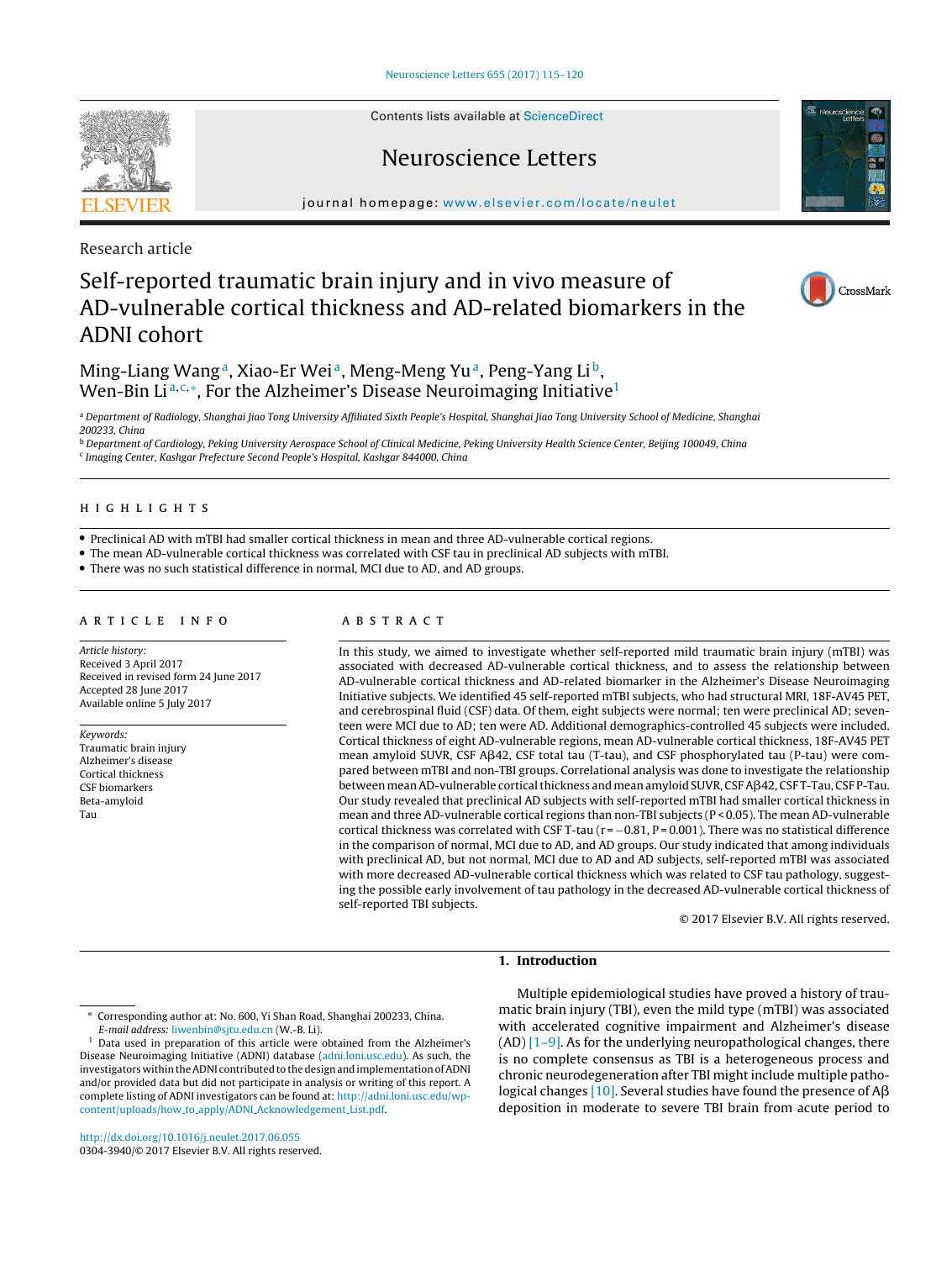Research article

# Self-reported traumatic brain injury and in vivo measure of AD-vulnerable cortical thickness and AD-related biomarkers in the ADNI cohort

Ming-Liang Wang[a], Xiao-Er Wei[a], Meng-Meng Yu[a], Peng-Yang Li[b], Wen-Bin Li[a,c,*], For the Alzheimer's Disease Neuroimaging Initiative[1]

[a] Department of Radiology, Shanghai Jiao Tong University Affiliated Sixth People's Hospital, Shanghai Jiao Tong University School of Medicine, Shanghai 200233, China

[b] Department of Cardiology, Peking University Aerospace School of Clinical Medicine, Peking University Health Science Center, Beijing 100049, China

[c] Imaging Center, Kashgar Prefecture Second People's Hospital, Kashgar 844000, China

## HIGHLIGHTS

- Preclinical AD with mTBI had smaller cortical thickness in mean and three AD-vulnerable cortical regions.
- The mean AD-vulnerable cortical thickness was correlated with CSF tau in preclinical AD subjects with mTBI.
- There was no such statistical difference in normal, MCI due to AD, and AD groups.

## ARTICLE INFO

*Article history:*
Received 3 April 2017
Received in revised form 24 June 2017
Accepted 28 June 2017
Available online 5 July 2017

*Keywords:*
Traumatic brain injury
Alzheimer's disease
Cortical thickness
CSF biomarkers
Beta-amyloid
Tau

## ABSTRACT

In this study, we aimed to investigate whether self-reported mild traumatic brain injury (mTBI) was associated with decreased AD-vulnerable cortical thickness, and to assess the relationship between AD-vulnerable cortical thickness and AD-related biomarker in the Alzheimer's Disease Neuroimaging Initiative subjects. We identified 45 self-reported mTBI subjects, who had structural MRI, 18F-AV45 PET, and cerebrospinal fluid (CSF) data. Of them, eight subjects were normal; ten were preclinical AD; seventeen were MCI due to AD; ten were AD. Additional demographics-controlled 45 subjects were included. Cortical thickness of eight AD-vulnerable regions, mean AD-vulnerable cortical thickness, 18F-AV45 PET mean amyloid SUVR, CSF Aβ42, CSF total tau (T-tau), and CSF phosphorylated tau (P-tau) were compared between mTBI and non-TBI groups. Correlational analysis was done to investigate the relationship between mean AD-vulnerable cortical thickness and mean amyloid SUVR, CSF Aβ42, CSF T-Tau, CSF P-Tau. Our study revealed that preclinical AD subjects with self-reported mTBI had smaller cortical thickness in mean and three AD-vulnerable cortical regions than non-TBI subjects ($P < 0.05$). The mean AD-vulnerable cortical thickness was correlated with CSF T-tau ($r = -0.81$, $P = 0.001$). There was no statistical difference in the comparison of normal, MCI due to AD, and AD groups. Our study indicated that among individuals with preclinical AD, but not normal, MCI due to AD and AD subjects, self-reported mTBI was associated with more decreased AD-vulnerable cortical thickness which was related to CSF tau pathology, suggesting the possible early involvement of tau pathology in the decreased AD-vulnerable cortical thickness of self-reported TBI subjects.

© 2017 Elsevier B.V. All rights reserved.

## 1. Introduction

Multiple epidemiological studies have proved a history of traumatic brain injury (TBI), even the mild type (mTBI) was associated with accelerated cognitive impairment and Alzheimer's disease (AD) [1–9]. As for the underlying neuropathological changes, there is no complete consensus as TBI is a heterogeneous process and chronic neurodegeneration after TBI might include multiple pathological changes [10]. Several studies have found the presence of Aβ deposition in moderate to severe TBI brain from acute period to

---

* Corresponding author at: No. 600, Yi Shan Road, Shanghai 200233, China.
*E-mail address:* liwenbin@sjtu.edu.cn (W.-B. Li).

[1] Data used in preparation of this article were obtained from the Alzheimer's Disease Neuroimaging Initiative (ADNI) database (adni.loni.usc.edu). As such, the investigators within the ADNI contributed to the design and implementation of ADNI and/or provided data but did not participate in analysis or writing of this report. A complete listing of ADNI investigators can be found at: http://adni.loni.usc.edu/wp-content/uploads/how_to_apply/ADNI_Acknowledgement_List.pdf.

http://dx.doi.org/10.1016/j.neulet.2017.06.055
0304-3940/© 2017 Elsevier B.V. All rights reserved.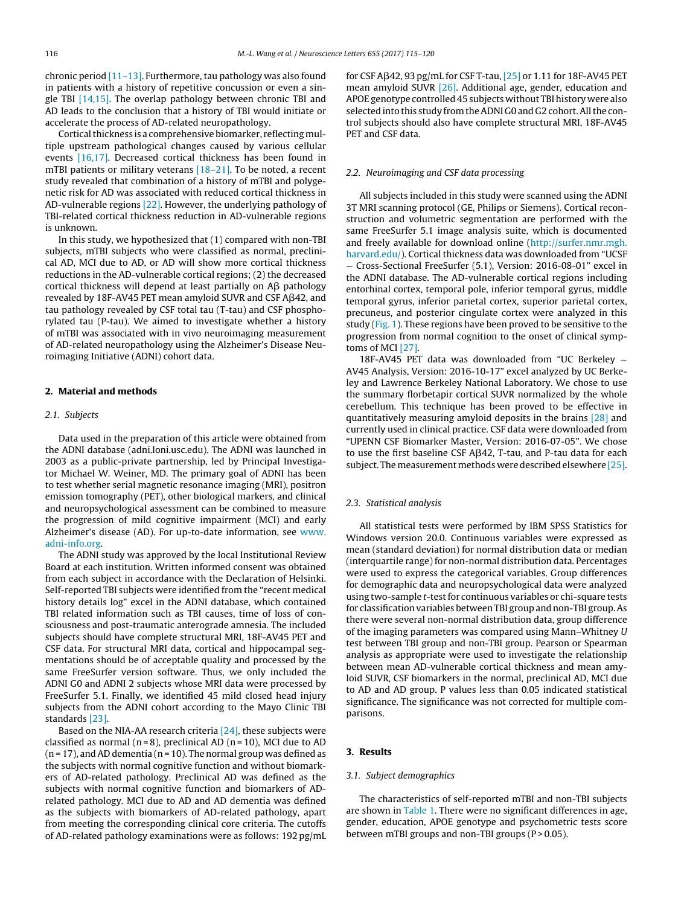chronic period [11–13]. Furthermore, tau pathology was also found in patients with a history of repetitive concussion or even a single TBI [14,15]. The overlap pathology between chronic TBI and AD leads to the conclusion that a history of TBI would initiate or accelerate the process of AD-related neuropathology.

Cortical thickness is a comprehensive biomarker, reflecting multiple upstream pathological changes caused by various cellular events [16,17]. Decreased cortical thickness has been found in mTBI patients or military veterans [18–21]. To be noted, a recent study revealed that combination of a history of mTBI and polygenetic risk for AD was associated with reduced cortical thickness in AD-vulnerable regions [22]. However, the underlying pathology of TBI-related cortical thickness reduction in AD-vulnerable regions is unknown.

In this study, we hypothesized that (1) compared with non-TBI subjects, mTBI subjects who were classified as normal, preclinical AD, MCI due to AD, or AD will show more cortical thickness reductions in the AD-vulnerable cortical regions; (2) the decreased cortical thickness will depend at least partially on Aβ pathology revealed by 18F-AV45 PET mean amyloid SUVR and CSF Aβ42, and tau pathology revealed by CSF total tau (T-tau) and CSF phosphorylated tau (P-tau). We aimed to investigate whether a history of mTBI was associated with in vivo neuroimaging measurement of AD-related neuropathology using the Alzheimer's Disease Neuroimaging Initiative (ADNI) cohort data.

## 2. Material and methods

### 2.1. Subjects

Data used in the preparation of this article were obtained from the ADNI database (adni.loni.usc.edu). The ADNI was launched in 2003 as a public-private partnership, led by Principal Investigator Michael W. Weiner, MD. The primary goal of ADNI has been to test whether serial magnetic resonance imaging (MRI), positron emission tomography (PET), other biological markers, and clinical and neuropsychological assessment can be combined to measure the progression of mild cognitive impairment (MCI) and early Alzheimer's disease (AD). For up-to-date information, see www.adni-info.org.

The ADNI study was approved by the local Institutional Review Board at each institution. Written informed consent was obtained from each subject in accordance with the Declaration of Helsinki. Self-reported TBI subjects were identified from the "recent medical history details log" excel in the ADNI database, which contained TBI related information such as TBI causes, time of loss of consciousness and post-traumatic anterograde amnesia. The included subjects should have complete structural MRI, 18F-AV45 PET and CSF data. For structural MRI data, cortical and hippocampal segmentations should be of acceptable quality and processed by the same FreeSurfer version software. Thus, we only included the ADNI G0 and ADNI 2 subjects whose MRI data were processed by FreeSurfer 5.1. Finally, we identified 45 mild closed head injury subjects from the ADNI cohort according to the Mayo Clinic TBI standards [23].

Based on the NIA-AA research criteria [24], these subjects were classified as normal (n = 8), preclinical AD (n = 10), MCI due to AD (n = 17), and AD dementia (n = 10). The normal group was defined as the subjects with normal cognitive function and without biomarkers of AD-related pathology. Preclinical AD was defined as the subjects with normal cognitive function and biomarkers of AD-related pathology. MCI due to AD and AD dementia was defined as the subjects with biomarkers of AD-related pathology, apart from meeting the corresponding clinical core criteria. The cutoffs of AD-related pathology examinations were as follows: 192 pg/mL for CSF Aβ42, 93 pg/mL for CSF T-tau, [25] or 1.11 for 18F-AV45 PET mean amyloid SUVR [26]. Additional age, gender, education and APOE genotype controlled 45 subjects without TBI history were also selected into this study from the ADNI G0 and G2 cohort. All the control subjects should also have complete structural MRI, 18F-AV45 PET and CSF data.

### 2.2. Neuroimaging and CSF data processing

All subjects included in this study were scanned using the ADNI 3T MRI scanning protocol (GE, Philips or Siemens). Cortical reconstruction and volumetric segmentation are performed with the same FreeSurfer 5.1 image analysis suite, which is documented and freely available for download online (http://surfer.nmr.mgh.harvard.edu/). Cortical thickness data was downloaded from "UCSF – Cross-Sectional FreeSurfer (5.1), Version: 2016-08-01" excel in the ADNI database. The AD-vulnerable cortical regions including entorhinal cortex, temporal pole, inferior temporal gyrus, middle temporal gyrus, inferior parietal cortex, superior parietal cortex, precuneus, and posterior cingulate cortex were analyzed in this study (Fig. 1). These regions have been proved to be sensitive to the progression from normal cognition to the onset of clinical symptoms of MCI [27].

18F-AV45 PET data was downloaded from "UC Berkeley – AV45 Analysis, Version: 2016-10-17" excel analyzed by UC Berkeley and Lawrence Berkeley National Laboratory. We chose to use the summary florbetapir cortical SUVR normalized by the whole cerebellum. This technique has been proved to be effective in quantitatively measuring amyloid deposits in the brains [28] and currently used in clinical practice. CSF data were downloaded from "UPENN CSF Biomarker Master, Version: 2016-07-05". We chose to use the first baseline CSF Aβ42, T-tau, and P-tau data for each subject. The measurement methods were described elsewhere [25].

### 2.3. Statistical analysis

All statistical tests were performed by IBM SPSS Statistics for Windows version 20.0. Continuous variables were expressed as mean (standard deviation) for normal distribution data or median (interquartile range) for non-normal distribution data. Percentages were used to express the categorical variables. Group differences for demographic data and neuropsychological data were analyzed using two-sample *t*-test for continuous variables or chi-square tests for classification variables between TBI group and non-TBI group. As there were several non-normal distribution data, group difference of the imaging parameters was compared using Mann–Whitney *U* test between TBI group and non-TBI group. Pearson or Spearman analysis as appropriate were used to investigate the relationship between mean AD-vulnerable cortical thickness and mean amyloid SUVR, CSF biomarkers in the normal, preclinical AD, MCI due to AD and AD group. P values less than 0.05 indicated statistical significance. The significance was not corrected for multiple comparisons.

## 3. Results

### 3.1. Subject demographics

The characteristics of self-reported mTBI and non-TBI subjects are shown in Table 1. There were no significant differences in age, gender, education, APOE genotype and psychometric tests score between mTBI groups and non-TBI groups ($P > 0.05$).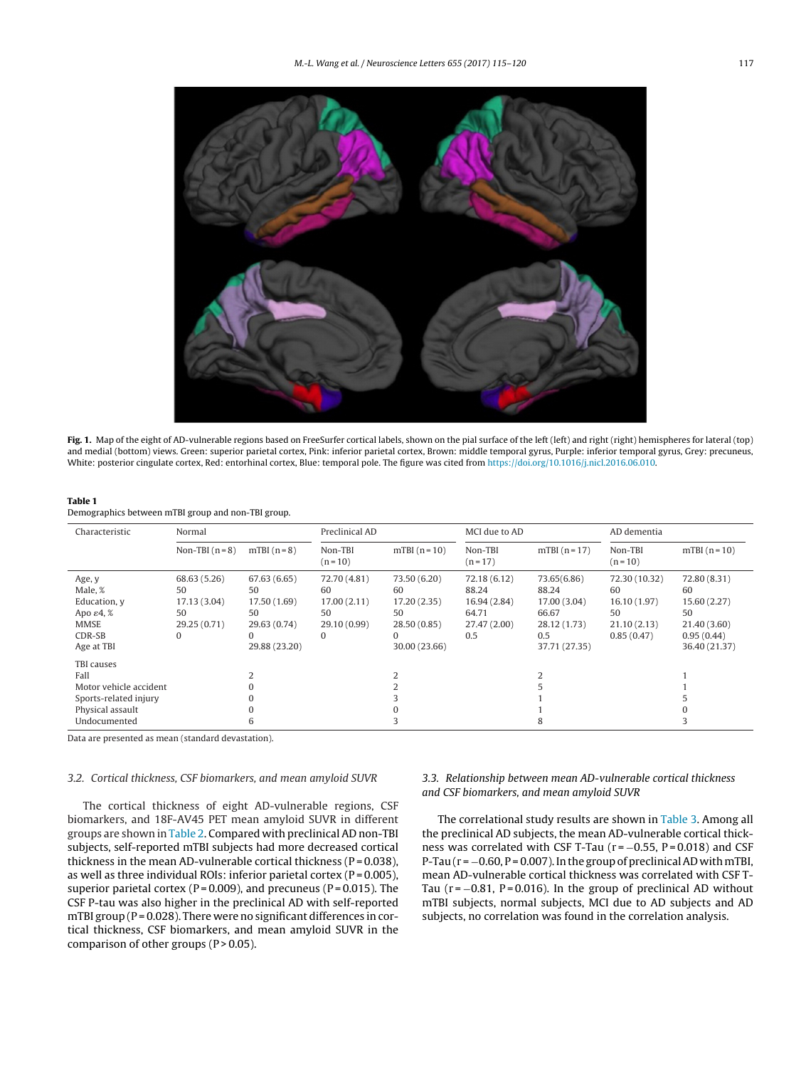**Fig. 1.** Map of the eight of AD-vulnerable regions based on FreeSurfer cortical labels, shown on the pial surface of the left (left) and right (right) hemispheres for lateral (top) and medial (bottom) views. Green: superior parietal cortex, Pink: inferior parietal cortex, Brown: middle temporal gyrus, Purple: inferior temporal gyrus, Grey: precuneus, White: posterior cingulate cortex, Red: entorhinal cortex, Blue: temporal pole. The figure was cited from https://doi.org/10.1016/j.nicl.2016.06.010.

**Table 1**
Demographics between mTBI group and non-TBI group.

| Characteristic | Normal | | Preclinical AD | | MCI due to AD | | AD dementia | |
|---|---|---|---|---|---|---|---|---|
| | Non-TBI (n = 8) | mTBI (n = 8) | Non-TBI (n = 10) | mTBI (n = 10) | Non-TBI (n = 17) | mTBI (n = 17) | Non-TBI (n = 10) | mTBI (n = 10) |
| Age, y | 68.63 (5.26) | 67.63 (6.65) | 72.70 (4.81) | 73.50 (6.20) | 72.18 (6.12) | 73.65(6.86) | 72.30 (10.32) | 72.80 (8.31) |
| Male, % | 50 | 50 | 60 | 60 | 88.24 | 88.24 | 60 | 60 |
| Education, y | 17.13 (3.04) | 17.50 (1.69) | 17.00 (2.11) | 17.20 (2.35) | 16.94 (2.84) | 17.00 (3.04) | 16.10 (1.97) | 15.60 (2.27) |
| Apo ε4, % | 50 | 50 | 50 | 50 | 64.71 | 66.67 | 50 | 50 |
| MMSE | 29.25 (0.71) | 29.63 (0.74) | 29.10 (0.99) | 28.50 (0.85) | 27.47 (2.00) | 28.12 (1.73) | 21.10 (2.13) | 21.40 (3.60) |
| CDR-SB | 0 | 0 | 0 | 0 | 0.5 | 0.5 | 0.85 (0.47) | 0.95 (0.44) |
| Age at TBI | | 29.88 (23.20) | | 30.00 (23.66) | | 37.71 (27.35) | | 36.40 (21.37) |
| TBI causes | | | | | | | | |
| Fall | | 2 | | 2 | | 2 | | 1 |
| Motor vehicle accident | | 0 | | 2 | | 5 | | 1 |
| Sports-related injury | | 0 | | 3 | | 1 | | 5 |
| Physical assault | | 0 | | 0 | | 1 | | 0 |
| Undocumented | | 6 | | 3 | | 8 | | 3 |

Data are presented as mean (standard devastation).

### 3.2. Cortical thickness, CSF biomarkers, and mean amyloid SUVR

The cortical thickness of eight AD-vulnerable regions, CSF biomarkers, and 18F-AV45 PET mean amyloid SUVR in different groups are shown in Table 2. Compared with preclinical AD non-TBI subjects, self-reported mTBI subjects had more decreased cortical thickness in the mean AD-vulnerable cortical thickness ($P = 0.038$), as well as three individual ROIs: inferior parietal cortex ($P = 0.005$), superior parietal cortex ($P = 0.009$), and precuneus ($P = 0.015$). The CSF P-tau was also higher in the preclinical AD with self-reported mTBI group ($P = 0.028$). There were no significant differences in cortical thickness, CSF biomarkers, and mean amyloid SUVR in the comparison of other groups ($P > 0.05$).

### 3.3. Relationship between mean AD-vulnerable cortical thickness and CSF biomarkers, and mean amyloid SUVR

The correlational study results are shown in Table 3. Among all the preclinical AD subjects, the mean AD-vulnerable cortical thickness was correlated with CSF T-Tau ($r = -0.55$, $P = 0.018$) and CSF P-Tau ($r = -0.60$, $P = 0.007$). In the group of preclinical AD with mTBI, mean AD-vulnerable cortical thickness was correlated with CSF T-Tau ($r = -0.81$, $P = 0.016$). In the group of preclinical AD without mTBI subjects, normal subjects, MCI due to AD subjects and AD subjects, no correlation was found in the correlation analysis.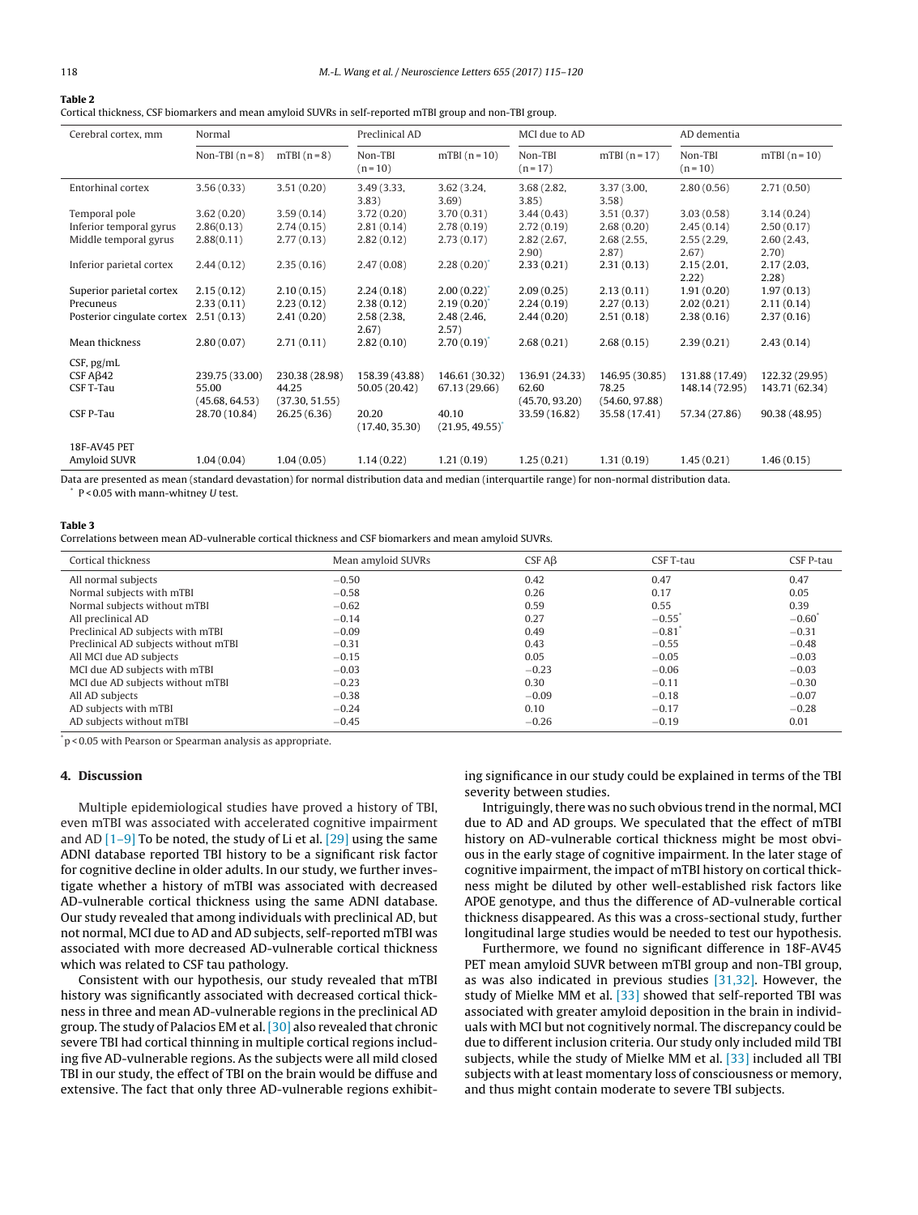**Table 2**
Cortical thickness, CSF biomarkers and mean amyloid SUVRs in self-reported mTBI group and non-TBI group.

| Cerebral cortex, mm | Normal | | Preclinical AD | | MCI due to AD | | AD dementia | |
|---|---|---|---|---|---|---|---|---|
| | Non-TBI (n = 8) | mTBI (n = 8) | Non-TBI (n = 10) | mTBI (n = 10) | Non-TBI (n = 17) | mTBI (n = 17) | Non-TBI (n = 10) | mTBI (n = 10) |
| Entorhinal cortex | 3.56 (0.33) | 3.51 (0.20) | 3.49 (3.33, 3.83) | 3.62 (3.24, 3.69) | 3.68 (2.82, 3.85) | 3.37 (3.00, 3.58) | 2.80 (0.56) | 2.71 (0.50) |
| Temporal pole | 3.62 (0.20) | 3.59 (0.14) | 3.72 (0.20) | 3.70 (0.31) | 3.44 (0.43) | 3.51 (0.37) | 3.03 (0.58) | 3.14 (0.24) |
| Inferior temporal gyrus | 2.86(0.13) | 2.74 (0.15) | 2.81 (0.14) | 2.78 (0.19) | 2.72 (0.19) | 2.68 (0.20) | 2.45 (0.14) | 2.50 (0.17) |
| Middle temporal gyrus | 2.88(0.11) | 2.77 (0.13) | 2.82 (0.12) | 2.73 (0.17) | 2.82 (2.67, 2.90) | 2.68 (2.55, 2.87) | 2.55 (2.29, 2.67) | 2.60 (2.43, 2.70) |
| Inferior parietal cortex | 2.44 (0.12) | 2.35 (0.16) | 2.47 (0.08) | 2.28 (0.20)* | 2.33 (0.21) | 2.31 (0.13) | 2.15 (2.01, 2.22) | 2.17 (2.03, 2.28) |
| Superior parietal cortex | 2.15 (0.12) | 2.10 (0.15) | 2.24 (0.18) | 2.00 (0.22)* | 2.09 (0.25) | 2.13 (0.11) | 1.91 (0.20) | 1.97 (0.13) |
| Precuneus | 2.33 (0.11) | 2.23 (0.12) | 2.38 (0.12) | 2.19 (0.20)* | 2.24 (0.19) | 2.27 (0.13) | 2.02 (0.21) | 2.11 (0.14) |
| Posterior cingulate cortex | 2.51 (0.13) | 2.41 (0.20) | 2.58 (2.38, 2.67) | 2.48 (2.46, 2.57) | 2.44 (0.20) | 2.51 (0.18) | 2.38 (0.16) | 2.37 (0.16) |
| Mean thickness | 2.80 (0.07) | 2.71 (0.11) | 2.82 (0.10) | 2.70 (0.19)* | 2.68 (0.21) | 2.68 (0.15) | 2.39 (0.21) | 2.43 (0.14) |
| CSF, pg/mL | | | | | | | | |
| CSF Aβ42 | 239.75 (33.00) | 230.38 (28.98) | 158.39 (43.88) | 146.61 (30.32) | 136.91 (24.33) | 146.95 (30.85) | 131.88 (17.49) | 122.32 (29.95) |
| CSF T-Tau | 55.00 (45.68, 64.53) | 44.25 (37.30, 51.55) | 50.05 (20.42) | 67.13 (29.66) | 62.60 (45.70, 93.20) | 78.25 (54.60, 97.88) | 148.14 (72.95) | 143.71 (62.34) |
| CSF P-Tau | 28.70 (10.84) | 26.25 (6.36) | 20.20 (17.40, 35.30) | 40.10 (21.95, 49.55)* | 33.59 (16.82) | 35.58 (17.41) | 57.34 (27.86) | 90.38 (48.95) |
| 18F-AV45 PET | | | | | | | | |
| Amyloid SUVR | 1.04 (0.04) | 1.04 (0.05) | 1.14 (0.22) | 1.21 (0.19) | 1.25 (0.21) | 1.31 (0.19) | 1.45 (0.21) | 1.46 (0.15) |

Data are presented as mean (standard devastation) for normal distribution data and median (interquartile range) for non-normal distribution data.
\* P < 0.05 with mann-whitney U test.

**Table 3**
Correlations between mean AD-vulnerable cortical thickness and CSF biomarkers and mean amyloid SUVRs.

| Cortical thickness | Mean amyloid SUVRs | CSF Aβ | CSF T-tau | CSF P-tau |
|---|---|---|---|---|
| All normal subjects | −0.50 | 0.42 | 0.47 | 0.47 |
| Normal subjects with mTBI | −0.58 | 0.26 | 0.17 | 0.05 |
| Normal subjects without mTBI | −0.62 | 0.59 | 0.55 | 0.39 |
| All preclinical AD | −0.14 | 0.27 | −0.55* | −0.60* |
| Preclinical AD subjects with mTBI | −0.09 | 0.49 | −0.81* | −0.31 |
| Preclinical AD subjects without mTBI | −0.31 | 0.43 | −0.55 | −0.48 |
| All MCI due AD subjects | −0.15 | 0.05 | −0.05 | −0.03 |
| MCI due AD subjects with mTBI | −0.03 | −0.23 | −0.06 | −0.03 |
| MCI due AD subjects without mTBI | −0.23 | 0.30 | −0.11 | −0.30 |
| All AD subjects | −0.38 | −0.09 | −0.18 | −0.07 |
| AD subjects with mTBI | −0.24 | 0.10 | −0.17 | −0.28 |
| AD subjects without mTBI | −0.45 | −0.26 | −0.19 | 0.01 |

\* p < 0.05 with Pearson or Spearman analysis as appropriate.

## 4. Discussion

Multiple epidemiological studies have proved a history of TBI, even mTBI was associated with accelerated cognitive impairment and AD [1–9] To be noted, the study of Li et al. [29] using the same ADNI database reported TBI history to be a significant risk factor for cognitive decline in older adults. In our study, we further investigate whether a history of mTBI was associated with decreased AD-vulnerable cortical thickness using the same ADNI database. Our study revealed that among individuals with preclinical AD, but not normal, MCI due to AD and AD subjects, self-reported mTBI was associated with more decreased AD-vulnerable cortical thickness which was related to CSF tau pathology.

Consistent with our hypothesis, our study revealed that mTBI history was significantly associated with decreased cortical thickness in three and mean AD-vulnerable regions in the preclinical AD group. The study of Palacios EM et al. [30] also revealed that chronic severe TBI had cortical thinning in multiple cortical regions including five AD-vulnerable regions. As the subjects were all mild closed TBI in our study, the effect of TBI on the brain would be diffuse and extensive. The fact that only three AD-vulnerable regions exhibiting significance in our study could be explained in terms of the TBI severity between studies.

Intriguingly, there was no such obvious trend in the normal, MCI due to AD and AD groups. We speculated that the effect of mTBI history on AD-vulnerable cortical thickness might be most obvious in the early stage of cognitive impairment. In the later stage of cognitive impairment, the impact of mTBI history on cortical thickness might be diluted by other well-established risk factors like APOE genotype, and thus the difference of AD-vulnerable cortical thickness disappeared. As this was a cross-sectional study, further longitudinal large studies would be needed to test our hypothesis.

Furthermore, we found no significant difference in 18F-AV45 PET mean amyloid SUVR between mTBI group and non-TBI group, as was also indicated in previous studies [31,32]. However, the study of Mielke MM et al. [33] showed that self-reported TBI was associated with greater amyloid deposition in the brain in individuals with MCI but not cognitively normal. The discrepancy could be due to different inclusion criteria. Our study only included mild TBI subjects, while the study of Mielke MM et al. [33] included all TBI subjects with at least momentary loss of consciousness or memory, and thus might contain moderate to severe TBI subjects.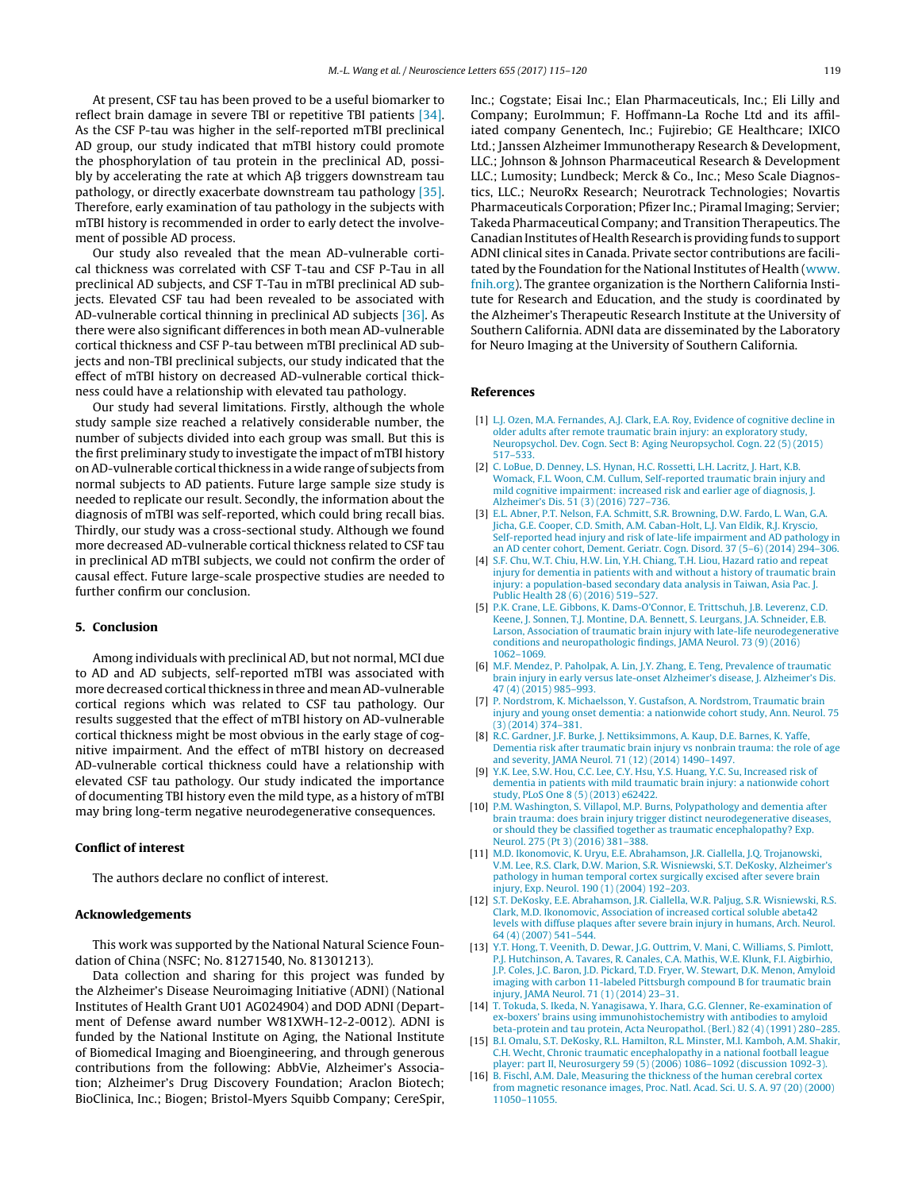At present, CSF tau has been proved to be a useful biomarker to reflect brain damage in severe TBI or repetitive TBI patients [34]. As the CSF P-tau was higher in the self-reported mTBI preclinical AD group, our study indicated that mTBI history could promote the phosphorylation of tau protein in the preclinical AD, possibly by accelerating the rate at which Aβ triggers downstream tau pathology, or directly exacerbate downstream tau pathology [35]. Therefore, early examination of tau pathology in the subjects with mTBI history is recommended in order to early detect the involvement of possible AD process.

Our study also revealed that the mean AD-vulnerable cortical thickness was correlated with CSF T-tau and CSF P-Tau in all preclinical AD subjects, and CSF T-Tau in mTBI preclinical AD subjects. Elevated CSF tau had been revealed to be associated with AD-vulnerable cortical thinning in preclinical AD subjects [36]. As there were also significant differences in both mean AD-vulnerable cortical thickness and CSF P-tau between mTBI preclinical AD subjects and non-TBI preclinical subjects, our study indicated that the effect of mTBI history on decreased AD-vulnerable cortical thickness could have a relationship with elevated tau pathology.

Our study had several limitations. Firstly, although the whole study sample size reached a relatively considerable number, the number of subjects divided into each group was small. But this is the first preliminary study to investigate the impact of mTBI history on AD-vulnerable cortical thickness in a wide range of subjects from normal subjects to AD patients. Future large sample size study is needed to replicate our result. Secondly, the information about the diagnosis of mTBI was self-reported, which could bring recall bias. Thirdly, our study was a cross-sectional study. Although we found more decreased AD-vulnerable cortical thickness related to CSF tau in preclinical AD mTBI subjects, we could not confirm the order of causal effect. Future large-scale prospective studies are needed to further confirm our conclusion.

## 5. Conclusion

Among individuals with preclinical AD, but not normal, MCI due to AD and AD subjects, self-reported mTBI was associated with more decreased cortical thickness in three and mean AD-vulnerable cortical regions which was related to CSF tau pathology. Our results suggested that the effect of mTBI history on AD-vulnerable cortical thickness might be most obvious in the early stage of cognitive impairment. And the effect of mTBI history on decreased AD-vulnerable cortical thickness could have a relationship with elevated CSF tau pathology. Our study indicated the importance of documenting TBI history even the mild type, as a history of mTBI may bring long-term negative neurodegenerative consequences.

## Conflict of interest

The authors declare no conflict of interest.

## Acknowledgements

This work was supported by the National Natural Science Foundation of China (NSFC; No. 81271540, No. 81301213).

Data collection and sharing for this project was funded by the Alzheimer's Disease Neuroimaging Initiative (ADNI) (National Institutes of Health Grant U01 AG024904) and DOD ADNI (Department of Defense award number W81XWH-12-2-0012). ADNI is funded by the National Institute on Aging, the National Institute of Biomedical Imaging and Bioengineering, and through generous contributions from the following: AbbVie, Alzheimer's Association; Alzheimer's Drug Discovery Foundation; Araclon Biotech; BioClinica, Inc.; Biogen; Bristol-Myers Squibb Company; CereSpir, Inc.; Cogstate; Eisai Inc.; Elan Pharmaceuticals, Inc.; Eli Lilly and Company; EuroImmun; F. Hoffmann-La Roche Ltd and its affiliated company Genentech, Inc.; Fujirebio; GE Healthcare; IXICO Ltd.; Janssen Alzheimer Immunotherapy Research & Development, LLC.; Johnson & Johnson Pharmaceutical Research & Development LLC.; Lumosity; Lundbeck; Merck & Co., Inc.; Meso Scale Diagnostics, LLC.; NeuroRx Research; Neurotrack Technologies; Novartis Pharmaceuticals Corporation; Pfizer Inc.; Piramal Imaging; Servier; Takeda Pharmaceutical Company; and Transition Therapeutics. The Canadian Institutes of Health Research is providing funds to support ADNI clinical sites in Canada. Private sector contributions are facilitated by the Foundation for the National Institutes of Health (www.fnih.org). The grantee organization is the Northern California Institute for Research and Education, and the study is coordinated by the Alzheimer's Therapeutic Research Institute at the University of Southern California. ADNI data are disseminated by the Laboratory for Neuro Imaging at the University of Southern California.

## References

[1] L.J. Ozen, M.A. Fernandes, A.J. Clark, E.A. Roy, Evidence of cognitive decline in older adults after remote traumatic brain injury: an exploratory study, Neuropsychol. Dev. Cogn. Sect B: Aging Neuropsychol. Cogn. 22 (5) (2015) 517–533.

[2] C. LoBue, D. Denney, L.S. Hynan, H.C. Rossetti, L.H. Lacritz, J. Hart, K.B. Womack, F.L. Woon, C.M. Cullum, Self-reported traumatic brain injury and mild cognitive impairment: increased risk and earlier age of diagnosis, J. Alzheimer's Dis. 51 (3) (2016) 727–736.

[3] E.L. Abner, P.T. Nelson, F.A. Schmitt, S.R. Browning, D.W. Fardo, L. Wan, G.A. Jicha, G.E. Cooper, C.D. Smith, A.M. Caban-Holt, L.J. Van Eldik, R.J. Kryscio, Self-reported head injury and risk of late-life impairment and AD pathology in an AD center cohort, Dement. Geriatr. Cogn. Disord. 37 (5–6) (2014) 294–306.

[4] S.F. Chu, W.T. Chiu, H.W. Lin, Y.H. Chiang, T.H. Liou, Hazard ratio and repeat injury for dementia in patients with and without a history of traumatic brain injury: a population-based secondary data analysis in Taiwan, Asia Pac. J. Public Health 28 (6) (2016) 519–527.

[5] P.K. Crane, L.E. Gibbons, K. Dams-O'Connor, E. Trittschuh, J.B. Leverenz, C.D. Keene, J. Sonnen, T.J. Montine, D.A. Bennett, S. Leurgans, J.A. Schneider, E.B. Larson, Association of traumatic brain injury with late-life neurodegenerative conditions and neuropathologic findings, JAMA Neurol. 73 (9) (2016) 1062–1069.

[6] M.F. Mendez, P. Paholpak, A. Lin, J.Y. Zhang, E. Teng, Prevalence of traumatic brain injury in early versus late-onset Alzheimer's disease, J. Alzheimer's Dis. 47 (4) (2015) 985–993.

[7] P. Nordstrom, K. Michaelsson, Y. Gustafson, A. Nordstrom, Traumatic brain injury and young onset dementia: a nationwide cohort study, Ann. Neurol. 75 (3) (2014) 374–381.

[8] R.C. Gardner, J.F. Burke, J. Nettiksimmons, A. Kaup, D.E. Barnes, K. Yaffe, Dementia risk after traumatic brain injury vs nonbrain trauma: the role of age and severity, JAMA Neurol. 71 (12) (2014) 1490–1497.

[9] Y.K. Lee, S.W. Hou, C.C. Lee, C.Y. Hsu, Y.S. Huang, Y.C. Su, Increased risk of dementia in patients with mild traumatic brain injury: a nationwide cohort study, PLoS One 8 (5) (2013) e62422.

[10] P.M. Washington, S. Villapol, M.P. Burns, Polypathology and dementia after brain trauma: does brain injury trigger distinct neurodegenerative diseases, or should they be classified together as traumatic encephalopathy? Exp. Neurol. 275 (Pt 3) (2016) 381–388.

[11] M.D. Ikonomovic, K. Uryu, E.E. Abrahamson, J.R. Ciallella, J.Q. Trojanowski, V.M. Lee, R.S. Clark, D.W. Marion, S.R. Wisniewski, S.T. DeKosky, Alzheimer's pathology in human temporal cortex surgically excised after severe brain injury, Exp. Neurol. 190 (1) (2004) 192–203.

[12] S.T. DeKosky, E.E. Abrahamson, J.R. Ciallella, W.R. Paljug, S.R. Wisniewski, R.S. Clark, M.D. Ikonomovic, Association of increased cortical soluble abeta42 levels with diffuse plaques after severe brain injury in humans, Arch. Neurol. 64 (4) (2007) 541–544.

[13] Y.T. Hong, T. Veenith, D. Dewar, J.G. Outtrim, V. Mani, C. Williams, S. Pimlott, P.J. Hutchinson, A. Tavares, R. Canales, C.A. Mathis, W.E. Klunk, F.I. Aigbirhio, J.P. Coles, J.C. Baron, J.D. Pickard, T.D. Fryer, W. Stewart, D.K. Menon, Amyloid imaging with carbon 11-labeled Pittsburgh compound B for traumatic brain injury, JAMA Neurol. 71 (1) (2014) 23–31.

[14] T. Tokuda, S. Ikeda, N. Yanagisawa, Y. Ihara, G.G. Glenner, Re-examination of ex-boxers' brains using immunohistochemistry with antibodies to amyloid beta-protein and tau protein, Acta Neuropathol. (Berl.) 82 (4) (1991) 280–285.

[15] B.I. Omalu, S.T. DeKosky, R.L. Hamilton, R.L. Minster, M.I. Kamboh, A.M. Shakir, C.H. Wecht, Chronic traumatic encephalopathy in a national football league player: part II, Neurosurgery 59 (5) (2006) 1086–1092 (discussion 1092-3).

[16] B. Fischl, A.M. Dale, Measuring the thickness of the human cerebral cortex from magnetic resonance images, Proc. Natl. Acad. Sci. U. S. A. 97 (20) (2000) 11050–11055.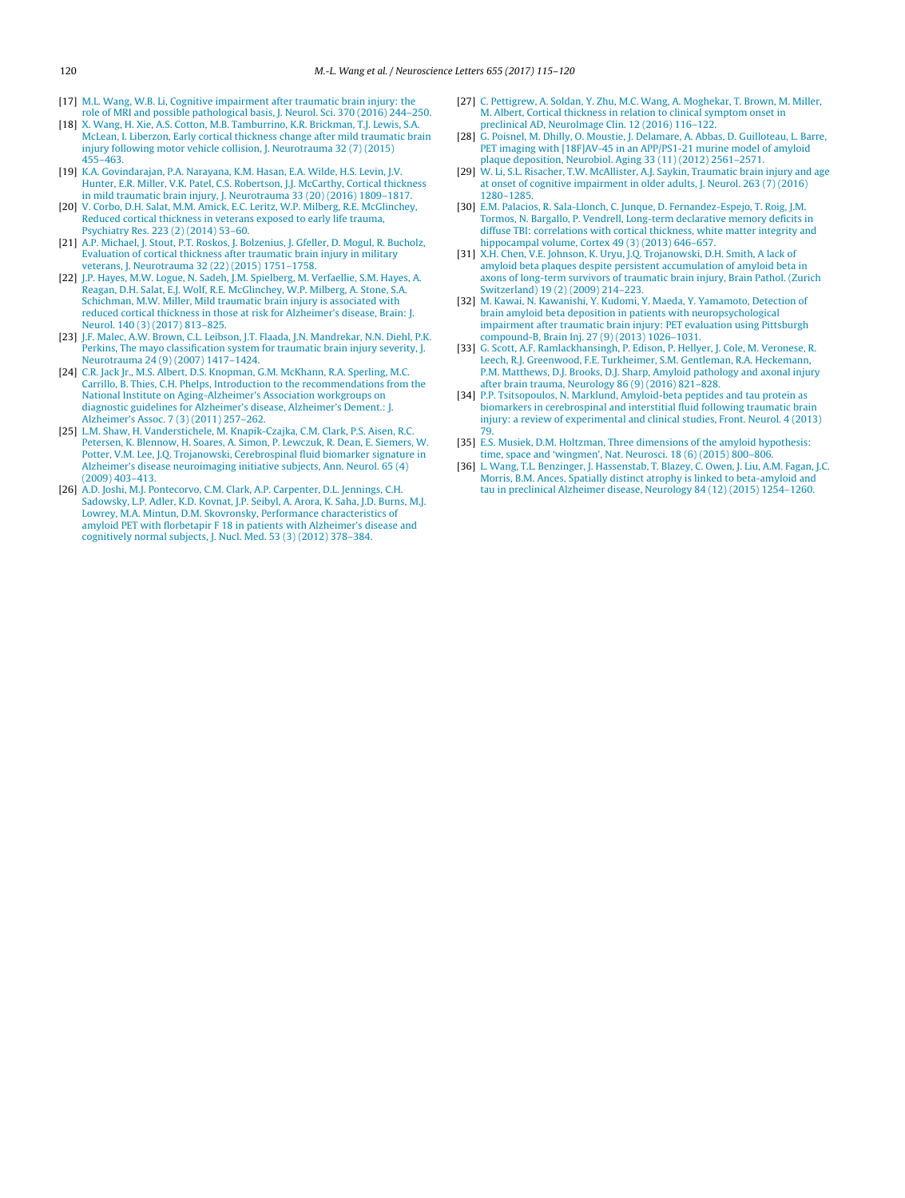[17] M.L. Wang, W.B. Li, Cognitive impairment after traumatic brain injury: the role of MRI and possible pathological basis, J. Neurol. Sci. 370 (2016) 244–250.

[18] X. Wang, H. Xie, A.S. Cotton, M.B. Tamburrino, K.R. Brickman, T.J. Lewis, S.A. McLean, I. Liberzon, Early cortical thickness change after mild traumatic brain injury following motor vehicle collision, J. Neurotrauma 32 (7) (2015) 455–463.

[19] K.A. Govindarajan, P.A. Narayana, K.M. Hasan, E.A. Wilde, H.S. Levin, J.V. Hunter, E.R. Miller, V.K. Patel, C.S. Robertson, J.J. McCarthy, Cortical thickness in mild traumatic brain injury, J. Neurotrauma 33 (20) (2016) 1809–1817.

[20] V. Corbo, D.H. Salat, M.M. Amick, E.C. Leritz, W.P. Milberg, R.E. McGlinchey, Reduced cortical thickness in veterans exposed to early life trauma, Psychiatry Res. 223 (2) (2014) 53–60.

[21] A.P. Michael, J. Stout, P.T. Roskos, J. Bolzenius, J. Gfeller, D. Mogul, R. Bucholz, Evaluation of cortical thickness after traumatic brain injury in military veterans, J. Neurotrauma 32 (22) (2015) 1751–1758.

[22] J.P. Hayes, M.W. Logue, N. Sadeh, J.M. Spielberg, M. Verfaellie, S.M. Hayes, A. Reagan, D.H. Salat, E.J. Wolf, R.E. McGlinchey, W.P. Milberg, A. Stone, S.A. Schichman, M.W. Miller, Mild traumatic brain injury is associated with reduced cortical thickness in those at risk for Alzheimer's disease, Brain: J. Neurol. 140 (3) (2017) 813–825.

[23] J.F. Malec, A.W. Brown, C.L. Leibson, J.T. Flaada, J.N. Mandrekar, N.N. Diehl, P.K. Perkins, The mayo classification system for traumatic brain injury severity, J. Neurotrauma 24 (9) (2007) 1417–1424.

[24] C.R. Jack Jr., M.S. Albert, D.S. Knopman, G.M. McKhann, R.A. Sperling, M.C. Carrillo, B. Thies, C.H. Phelps, Introduction to the recommendations from the National Institute on Aging-Alzheimer's Association workgroups on diagnostic guidelines for Alzheimer's disease, Alzheimer's Dement.: J. Alzheimer's Assoc. 7 (3) (2011) 257–262.

[25] L.M. Shaw, H. Vanderstichele, M. Knapik-Czajka, C.M. Clark, P.S. Aisen, R.C. Petersen, K. Blennow, H. Soares, A. Simon, P. Lewczuk, R. Dean, E. Siemers, W. Potter, V.M. Lee, J.Q. Trojanowski, Cerebrospinal fluid biomarker signature in Alzheimer's disease neuroimaging initiative subjects, Ann. Neurol. 65 (4) (2009) 403–413.

[26] A.D. Joshi, M.J. Pontecorvo, C.M. Clark, A.P. Carpenter, D.L. Jennings, C.H. Sadowsky, L.P. Adler, K.D. Kovnat, J.P. Seibyl, A. Arora, K. Saha, J.D. Burns, M.J. Lowrey, M.A. Mintun, D.M. Skovronsky, Performance characteristics of amyloid PET with florbetapir F 18 in patients with Alzheimer's disease and cognitively normal subjects, J. Nucl. Med. 53 (3) (2012) 378–384.

[27] C. Pettigrew, A. Soldan, Y. Zhu, M.C. Wang, A. Moghekar, T. Brown, M. Miller, M. Albert, Cortical thickness in relation to clinical symptom onset in preclinical AD, NeuroImage Clin. 12 (2016) 116–122.

[28] G. Poisnel, M. Dhilly, O. Moustie, J. Delamare, A. Abbas, D. Guilloteau, L. Barre, PET imaging with [18F]AV-45 in an APP/PS1-21 murine model of amyloid plaque deposition, Neurobiol. Aging 33 (11) (2012) 2561–2571.

[29] W. Li, S.L. Risacher, T.W. McAllister, A.J. Saykin, Traumatic brain injury and age at onset of cognitive impairment in older adults, J. Neurol. 263 (7) (2016) 1280–1285.

[30] E.M. Palacios, R. Sala-Llonch, C. Junque, D. Fernandez-Espejo, T. Roig, J.M. Tormos, N. Bargallo, P. Vendrell, Long-term declarative memory deficits in diffuse TBI: correlations with cortical thickness, white matter integrity and hippocampal volume, Cortex 49 (3) (2013) 646–657.

[31] X.H. Chen, V.E. Johnson, K. Uryu, J.Q. Trojanowski, D.H. Smith, A lack of amyloid beta plaques despite persistent accumulation of amyloid beta in axons of long-term survivors of traumatic brain injury, Brain Pathol. (Zurich Switzerland) 19 (2) (2009) 214–223.

[32] M. Kawai, N. Kawanishi, Y. Kudomi, Y. Maeda, Y. Yamamoto, Detection of brain amyloid beta deposition in patients with neuropsychological impairment after traumatic brain injury: PET evaluation using Pittsburgh compound-B, Brain Inj. 27 (9) (2013) 1026–1031.

[33] G. Scott, A.F. Ramlackhansingh, P. Edison, P. Hellyer, J. Cole, M. Veronese, R. Leech, R.J. Greenwood, F.E. Turkheimer, S.M. Gentleman, R.A. Heckemann, P.M. Matthews, D.J. Brooks, D.J. Sharp, Amyloid pathology and axonal injury after brain trauma, Neurology 86 (9) (2016) 821–828.

[34] P.P. Tsitsopoulos, N. Marklund, Amyloid-beta peptides and tau protein as biomarkers in cerebrospinal and interstitial fluid following traumatic brain injury: a review of experimental and clinical studies, Front. Neurol. 4 (2013) 79.

[35] E.S. Musiek, D.M. Holtzman, Three dimensions of the amyloid hypothesis: time, space and 'wingmen', Nat. Neurosci. 18 (6) (2015) 800–806.

[36] L. Wang, T.L. Benzinger, J. Hassenstab, T. Blazey, C. Owen, J. Liu, A.M. Fagan, J.C. Morris, B.M. Ances, Spatially distinct atrophy is linked to beta-amyloid and tau in preclinical Alzheimer disease, Neurology 84 (12) (2015) 1254–1260.